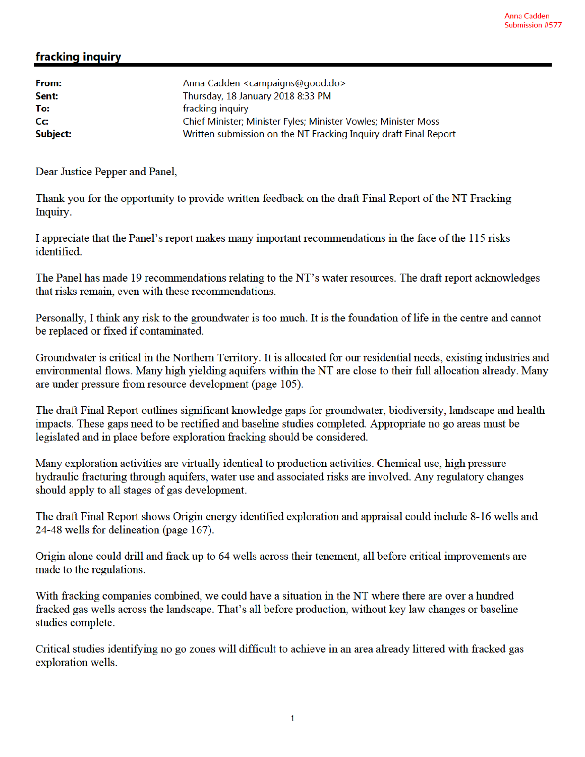Anna Cadden
Submission #577

## fracking inquiry

| | |
|---|---|
| **From:** | Anna Cadden <campaigns@good.do> |
| **Sent:** | Thursday, 18 January 2018 8:33 PM |
| **To:** | fracking inquiry |
| **Cc:** | Chief Minister; Minister Fyles; Minister Vowles; Minister Moss |
| **Subject:** | Written submission on the NT Fracking Inquiry draft Final Report |

Dear Justice Pepper and Panel,

Thank you for the opportunity to provide written feedback on the draft Final Report of the NT Fracking Inquiry.

I appreciate that the Panel's report makes many important recommendations in the face of the 115 risks identified.

The Panel has made 19 recommendations relating to the NT's water resources. The draft report acknowledges that risks remain, even with these recommendations.

Personally, I think any risk to the groundwater is too much. It is the foundation of life in the centre and cannot be replaced or fixed if contaminated.

Groundwater is critical in the Northern Territory. It is allocated for our residential needs, existing industries and environmental flows. Many high yielding aquifers within the NT are close to their full allocation already. Many are under pressure from resource development (page 105).

The draft Final Report outlines significant knowledge gaps for groundwater, biodiversity, landscape and health impacts. These gaps need to be rectified and baseline studies completed. Appropriate no go areas must be legislated and in place before exploration fracking should be considered.

Many exploration activities are virtually identical to production activities. Chemical use, high pressure hydraulic fracturing through aquifers, water use and associated risks are involved. Any regulatory changes should apply to all stages of gas development.

The draft Final Report shows Origin energy identified exploration and appraisal could include 8-16 wells and 24-48 wells for delineation (page 167).

Origin alone could drill and frack up to 64 wells across their tenement, all before critical improvements are made to the regulations.

With fracking companies combined, we could have a situation in the NT where there are over a hundred fracked gas wells across the landscape. That's all before production, without key law changes or baseline studies complete.

Critical studies identifying no go zones will difficult to achieve in an area already littered with fracked gas exploration wells.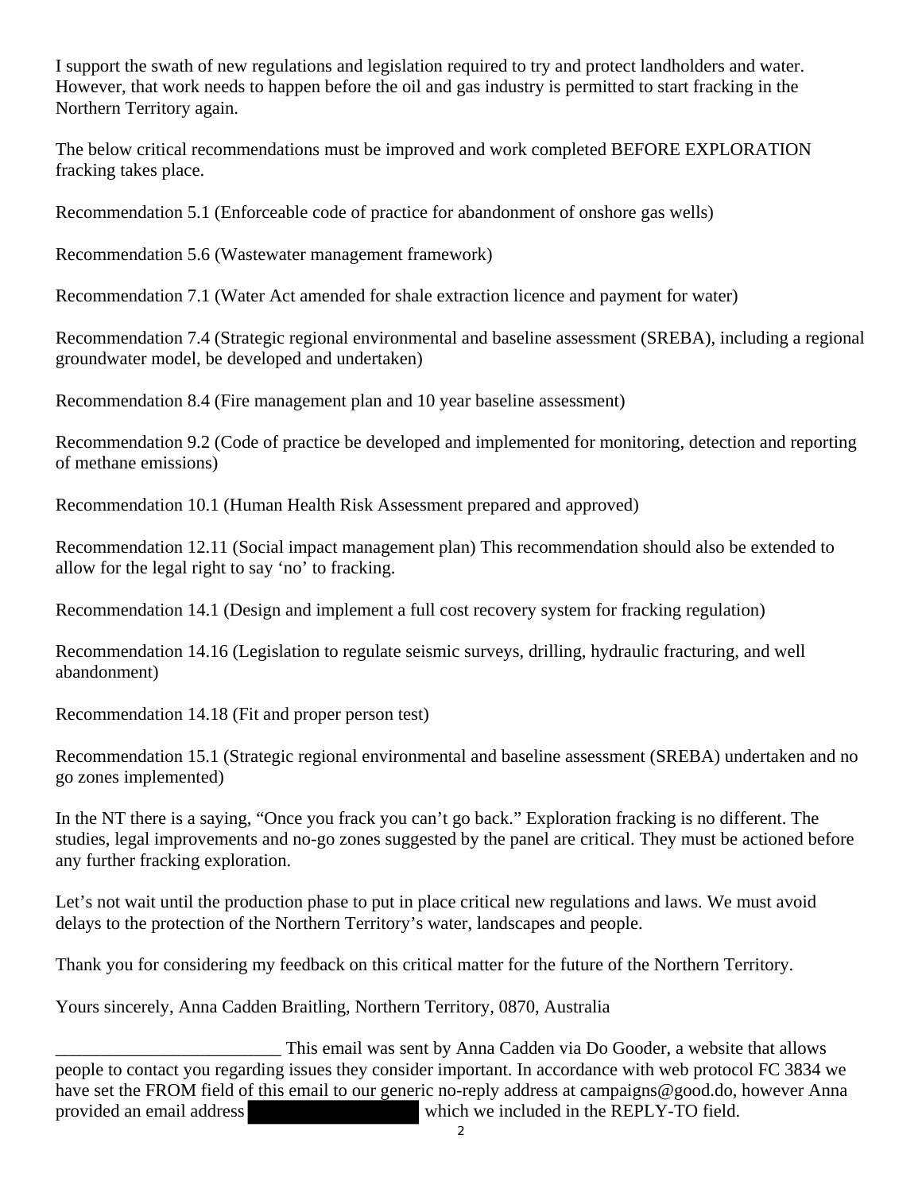I support the swath of new regulations and legislation required to try and protect landholders and water. However, that work needs to happen before the oil and gas industry is permitted to start fracking in the Northern Territory again.

The below critical recommendations must be improved and work completed BEFORE EXPLORATION fracking takes place.

Recommendation 5.1 (Enforceable code of practice for abandonment of onshore gas wells)

Recommendation 5.6 (Wastewater management framework)

Recommendation 7.1 (Water Act amended for shale extraction licence and payment for water)

Recommendation 7.4 (Strategic regional environmental and baseline assessment (SREBA), including a regional groundwater model, be developed and undertaken)

Recommendation 8.4 (Fire management plan and 10 year baseline assessment)

Recommendation 9.2 (Code of practice be developed and implemented for monitoring, detection and reporting of methane emissions)

Recommendation 10.1 (Human Health Risk Assessment prepared and approved)

Recommendation 12.11 (Social impact management plan) This recommendation should also be extended to allow for the legal right to say 'no' to fracking.

Recommendation 14.1 (Design and implement a full cost recovery system for fracking regulation)

Recommendation 14.16 (Legislation to regulate seismic surveys, drilling, hydraulic fracturing, and well abandonment)

Recommendation 14.18 (Fit and proper person test)

Recommendation 15.1 (Strategic regional environmental and baseline assessment (SREBA) undertaken and no go zones implemented)

In the NT there is a saying, "Once you frack you can't go back." Exploration fracking is no different. The studies, legal improvements and no-go zones suggested by the panel are critical. They must be actioned before any further fracking exploration.

Let's not wait until the production phase to put in place critical new regulations and laws. We must avoid delays to the protection of the Northern Territory's water, landscapes and people.

Thank you for considering my feedback on this critical matter for the future of the Northern Territory.

Yours sincerely, Anna Cadden Braitling, Northern Territory, 0870, Australia

_________________________ This email was sent by Anna Cadden via Do Gooder, a website that allows people to contact you regarding issues they consider important. In accordance with web protocol FC 3834 we have set the FROM field of this email to our generic no-reply address at campaigns@good.do, however Anna provided an email address [REDACTED] which we included in the REPLY-TO field.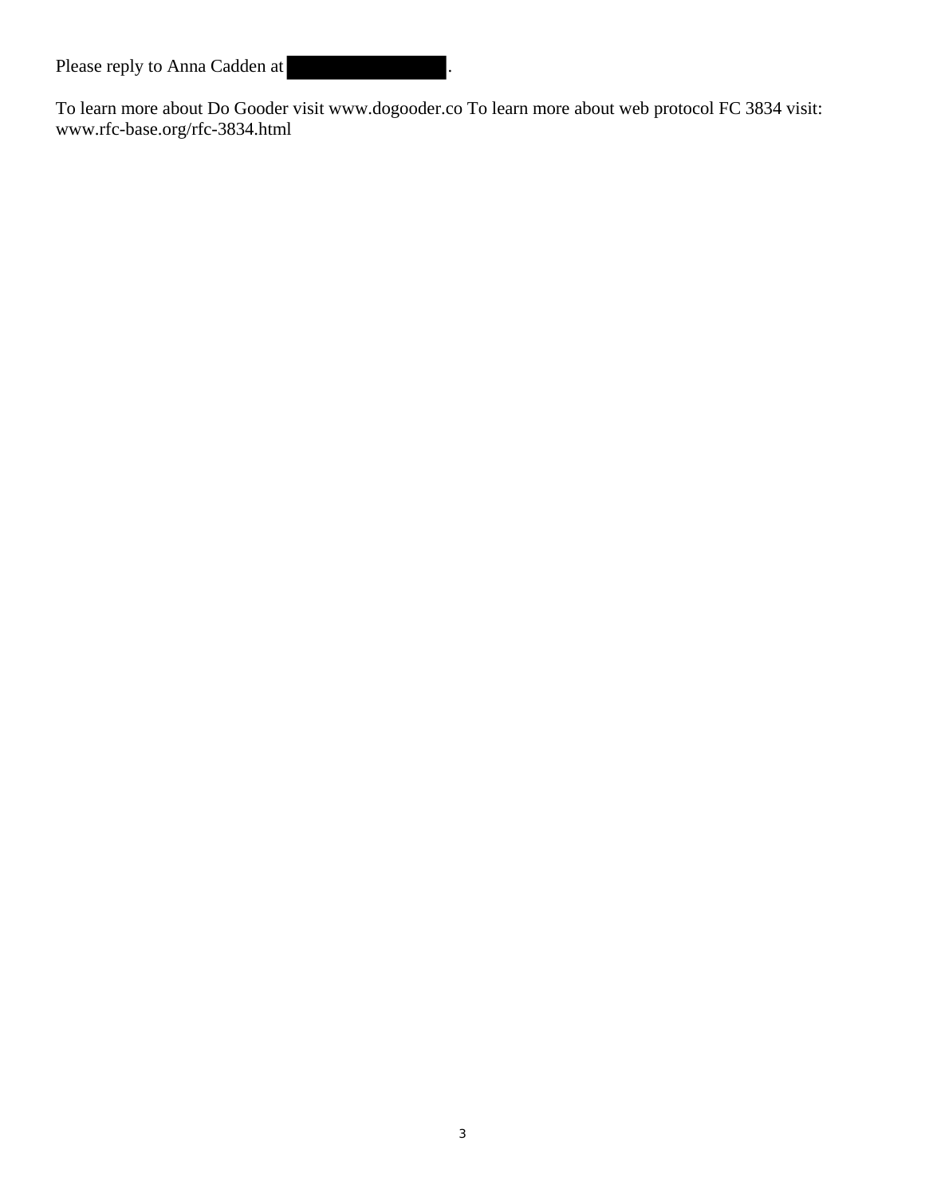Please reply to Anna Cadden at [REDACTED].

To learn more about Do Gooder visit www.dogooder.co To learn more about web protocol FC 3834 visit: www.rfc-base.org/rfc-3834.html